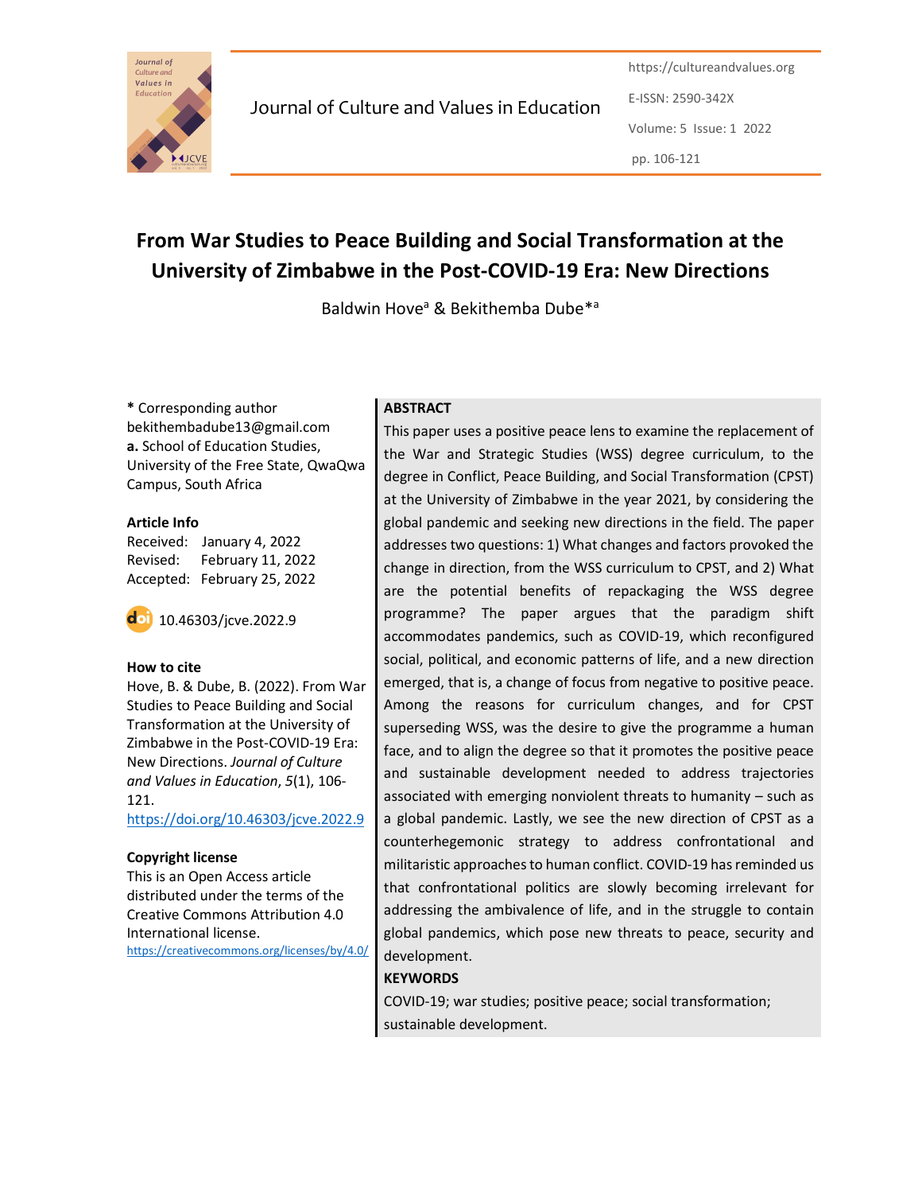# From War Studies to Peace Building and Social Transformation at the University of Zimbabwe in the Post-COVID-19 Era: New Directions

Baldwin Hove[a] & Bekithemba Dube*[a]

**\*** Corresponding author
bekithembadube13@gmail.com
**a.** School of Education Studies, University of the Free State, QwaQwa Campus, South Africa

**Article Info**
Received: January 4, 2022
Revised: February 11, 2022
Accepted: February 25, 2022

10.46303/jcve.2022.9

**How to cite**
Hove, B. & Dube, B. (2022). From War Studies to Peace Building and Social Transformation at the University of Zimbabwe in the Post-COVID-19 Era: New Directions. *Journal of Culture and Values in Education*, *5*(1), 106-121.
https://doi.org/10.46303/jcve.2022.9

**Copyright license**
This is an Open Access article distributed under the terms of the Creative Commons Attribution 4.0 International license.
https://creativecommons.org/licenses/by/4.0/

**ABSTRACT**

This paper uses a positive peace lens to examine the replacement of the War and Strategic Studies (WSS) degree curriculum, to the degree in Conflict, Peace Building, and Social Transformation (CPST) at the University of Zimbabwe in the year 2021, by considering the global pandemic and seeking new directions in the field. The paper addresses two questions: 1) What changes and factors provoked the change in direction, from the WSS curriculum to CPST, and 2) What are the potential benefits of repackaging the WSS degree programme? The paper argues that the paradigm shift accommodates pandemics, such as COVID-19, which reconfigured social, political, and economic patterns of life, and a new direction emerged, that is, a change of focus from negative to positive peace. Among the reasons for curriculum changes, and for CPST superseding WSS, was the desire to give the programme a human face, and to align the degree so that it promotes the positive peace and sustainable development needed to address trajectories associated with emerging nonviolent threats to humanity – such as a global pandemic. Lastly, we see the new direction of CPST as a counterhegemonic strategy to address confrontational and militaristic approaches to human conflict. COVID-19 has reminded us that confrontational politics are slowly becoming irrelevant for addressing the ambivalence of life, and in the struggle to contain global pandemics, which pose new threats to peace, security and development.

**KEYWORDS**

COVID-19; war studies; positive peace; social transformation; sustainable development.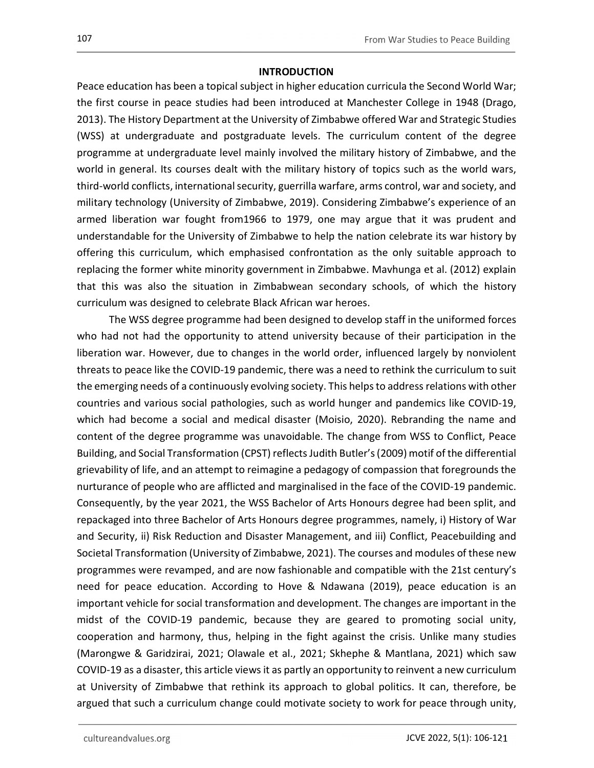## INTRODUCTION

Peace education has been a topical subject in higher education curricula the Second World War; the first course in peace studies had been introduced at Manchester College in 1948 (Drago, 2013). The History Department at the University of Zimbabwe offered War and Strategic Studies (WSS) at undergraduate and postgraduate levels. The curriculum content of the degree programme at undergraduate level mainly involved the military history of Zimbabwe, and the world in general. Its courses dealt with the military history of topics such as the world wars, third-world conflicts, international security, guerrilla warfare, arms control, war and society, and military technology (University of Zimbabwe, 2019). Considering Zimbabwe's experience of an armed liberation war fought from1966 to 1979, one may argue that it was prudent and understandable for the University of Zimbabwe to help the nation celebrate its war history by offering this curriculum, which emphasised confrontation as the only suitable approach to replacing the former white minority government in Zimbabwe. Mavhunga et al. (2012) explain that this was also the situation in Zimbabwean secondary schools, of which the history curriculum was designed to celebrate Black African war heroes.

The WSS degree programme had been designed to develop staff in the uniformed forces who had not had the opportunity to attend university because of their participation in the liberation war. However, due to changes in the world order, influenced largely by nonviolent threats to peace like the COVID-19 pandemic, there was a need to rethink the curriculum to suit the emerging needs of a continuously evolving society. This helps to address relations with other countries and various social pathologies, such as world hunger and pandemics like COVID-19, which had become a social and medical disaster (Moisio, 2020). Rebranding the name and content of the degree programme was unavoidable. The change from WSS to Conflict, Peace Building, and Social Transformation (CPST) reflects Judith Butler's (2009) motif of the differential grievability of life, and an attempt to reimagine a pedagogy of compassion that foregrounds the nurturance of people who are afflicted and marginalised in the face of the COVID-19 pandemic. Consequently, by the year 2021, the WSS Bachelor of Arts Honours degree had been split, and repackaged into three Bachelor of Arts Honours degree programmes, namely, i) History of War and Security, ii) Risk Reduction and Disaster Management, and iii) Conflict, Peacebuilding and Societal Transformation (University of Zimbabwe, 2021). The courses and modules of these new programmes were revamped, and are now fashionable and compatible with the 21st century's need for peace education. According to Hove & Ndawana (2019), peace education is an important vehicle for social transformation and development. The changes are important in the midst of the COVID-19 pandemic, because they are geared to promoting social unity, cooperation and harmony, thus, helping in the fight against the crisis. Unlike many studies (Marongwe & Garidzirai, 2021; Olawale et al., 2021; Skhephe & Mantlana, 2021) which saw COVID-19 as a disaster, this article views it as partly an opportunity to reinvent a new curriculum at University of Zimbabwe that rethink its approach to global politics. It can, therefore, be argued that such a curriculum change could motivate society to work for peace through unity,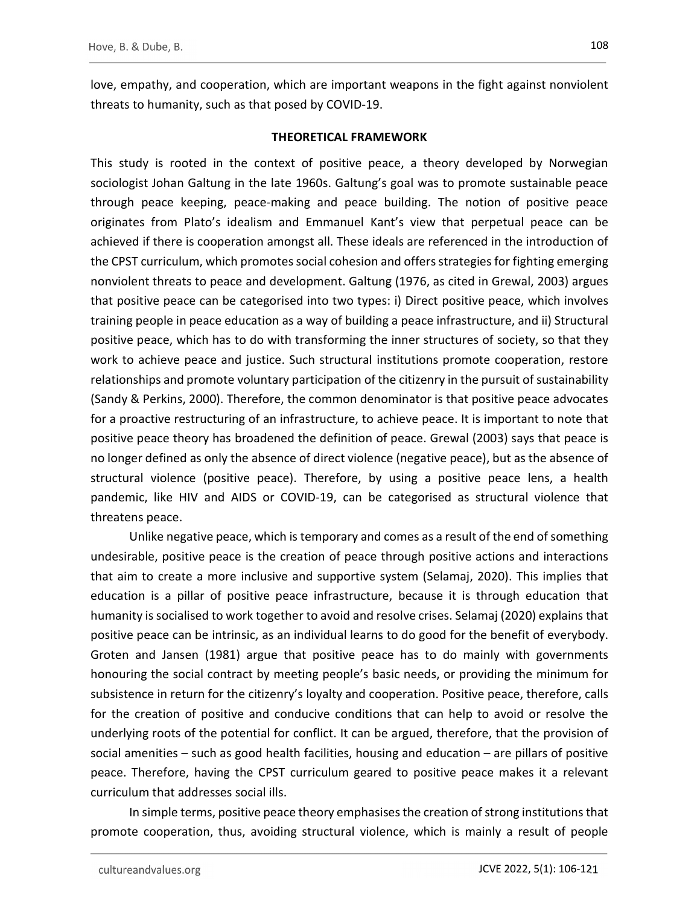love, empathy, and cooperation, which are important weapons in the fight against nonviolent threats to humanity, such as that posed by COVID-19.

## THEORETICAL FRAMEWORK

This study is rooted in the context of positive peace, a theory developed by Norwegian sociologist Johan Galtung in the late 1960s. Galtung's goal was to promote sustainable peace through peace keeping, peace-making and peace building. The notion of positive peace originates from Plato's idealism and Emmanuel Kant's view that perpetual peace can be achieved if there is cooperation amongst all. These ideals are referenced in the introduction of the CPST curriculum, which promotes social cohesion and offers strategies for fighting emerging nonviolent threats to peace and development. Galtung (1976, as cited in Grewal, 2003) argues that positive peace can be categorised into two types: i) Direct positive peace, which involves training people in peace education as a way of building a peace infrastructure, and ii) Structural positive peace, which has to do with transforming the inner structures of society, so that they work to achieve peace and justice. Such structural institutions promote cooperation, restore relationships and promote voluntary participation of the citizenry in the pursuit of sustainability (Sandy & Perkins, 2000). Therefore, the common denominator is that positive peace advocates for a proactive restructuring of an infrastructure, to achieve peace. It is important to note that positive peace theory has broadened the definition of peace. Grewal (2003) says that peace is no longer defined as only the absence of direct violence (negative peace), but as the absence of structural violence (positive peace). Therefore, by using a positive peace lens, a health pandemic, like HIV and AIDS or COVID-19, can be categorised as structural violence that threatens peace.

Unlike negative peace, which is temporary and comes as a result of the end of something undesirable, positive peace is the creation of peace through positive actions and interactions that aim to create a more inclusive and supportive system (Selamaj, 2020). This implies that education is a pillar of positive peace infrastructure, because it is through education that humanity is socialised to work together to avoid and resolve crises. Selamaj (2020) explains that positive peace can be intrinsic, as an individual learns to do good for the benefit of everybody. Groten and Jansen (1981) argue that positive peace has to do mainly with governments honouring the social contract by meeting people's basic needs, or providing the minimum for subsistence in return for the citizenry's loyalty and cooperation. Positive peace, therefore, calls for the creation of positive and conducive conditions that can help to avoid or resolve the underlying roots of the potential for conflict. It can be argued, therefore, that the provision of social amenities – such as good health facilities, housing and education – are pillars of positive peace. Therefore, having the CPST curriculum geared to positive peace makes it a relevant curriculum that addresses social ills.

In simple terms, positive peace theory emphasises the creation of strong institutions that promote cooperation, thus, avoiding structural violence, which is mainly a result of people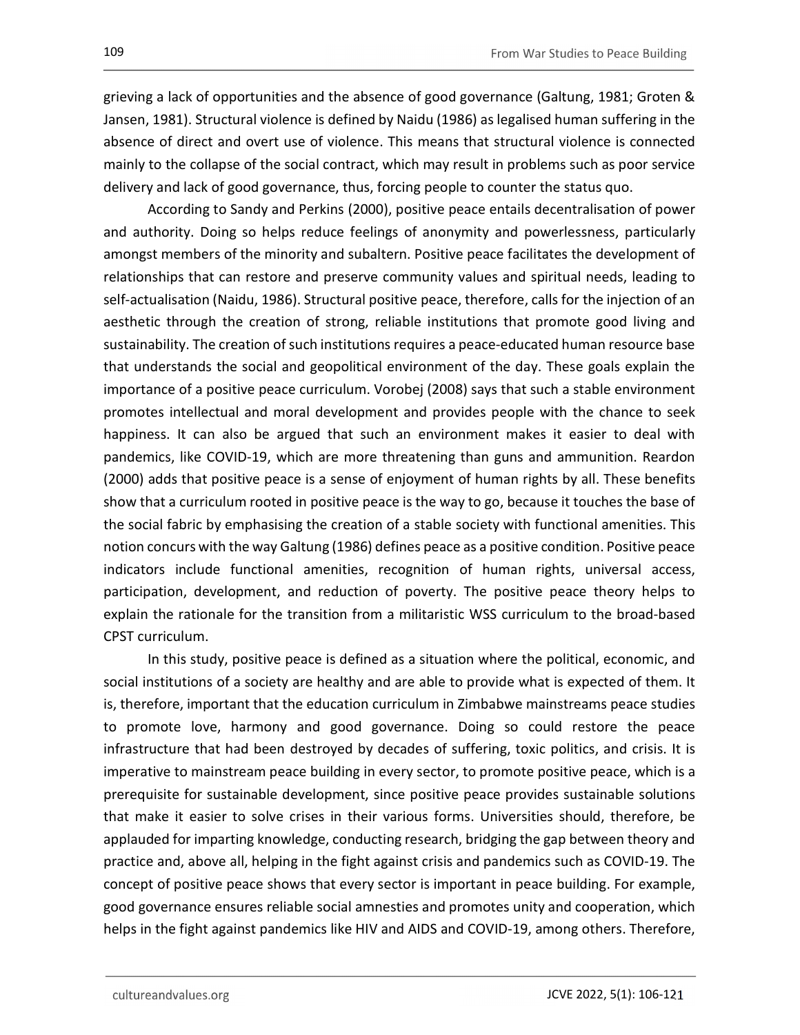grieving a lack of opportunities and the absence of good governance (Galtung, 1981; Groten & Jansen, 1981). Structural violence is defined by Naidu (1986) as legalised human suffering in the absence of direct and overt use of violence. This means that structural violence is connected mainly to the collapse of the social contract, which may result in problems such as poor service delivery and lack of good governance, thus, forcing people to counter the status quo.

According to Sandy and Perkins (2000), positive peace entails decentralisation of power and authority. Doing so helps reduce feelings of anonymity and powerlessness, particularly amongst members of the minority and subaltern. Positive peace facilitates the development of relationships that can restore and preserve community values and spiritual needs, leading to self-actualisation (Naidu, 1986). Structural positive peace, therefore, calls for the injection of an aesthetic through the creation of strong, reliable institutions that promote good living and sustainability. The creation of such institutions requires a peace-educated human resource base that understands the social and geopolitical environment of the day. These goals explain the importance of a positive peace curriculum. Vorobej (2008) says that such a stable environment promotes intellectual and moral development and provides people with the chance to seek happiness. It can also be argued that such an environment makes it easier to deal with pandemics, like COVID-19, which are more threatening than guns and ammunition. Reardon (2000) adds that positive peace is a sense of enjoyment of human rights by all. These benefits show that a curriculum rooted in positive peace is the way to go, because it touches the base of the social fabric by emphasising the creation of a stable society with functional amenities. This notion concurs with the way Galtung (1986) defines peace as a positive condition. Positive peace indicators include functional amenities, recognition of human rights, universal access, participation, development, and reduction of poverty. The positive peace theory helps to explain the rationale for the transition from a militaristic WSS curriculum to the broad-based CPST curriculum.

In this study, positive peace is defined as a situation where the political, economic, and social institutions of a society are healthy and are able to provide what is expected of them. It is, therefore, important that the education curriculum in Zimbabwe mainstreams peace studies to promote love, harmony and good governance. Doing so could restore the peace infrastructure that had been destroyed by decades of suffering, toxic politics, and crisis. It is imperative to mainstream peace building in every sector, to promote positive peace, which is a prerequisite for sustainable development, since positive peace provides sustainable solutions that make it easier to solve crises in their various forms. Universities should, therefore, be applauded for imparting knowledge, conducting research, bridging the gap between theory and practice and, above all, helping in the fight against crisis and pandemics such as COVID-19. The concept of positive peace shows that every sector is important in peace building. For example, good governance ensures reliable social amnesties and promotes unity and cooperation, which helps in the fight against pandemics like HIV and AIDS and COVID-19, among others. Therefore,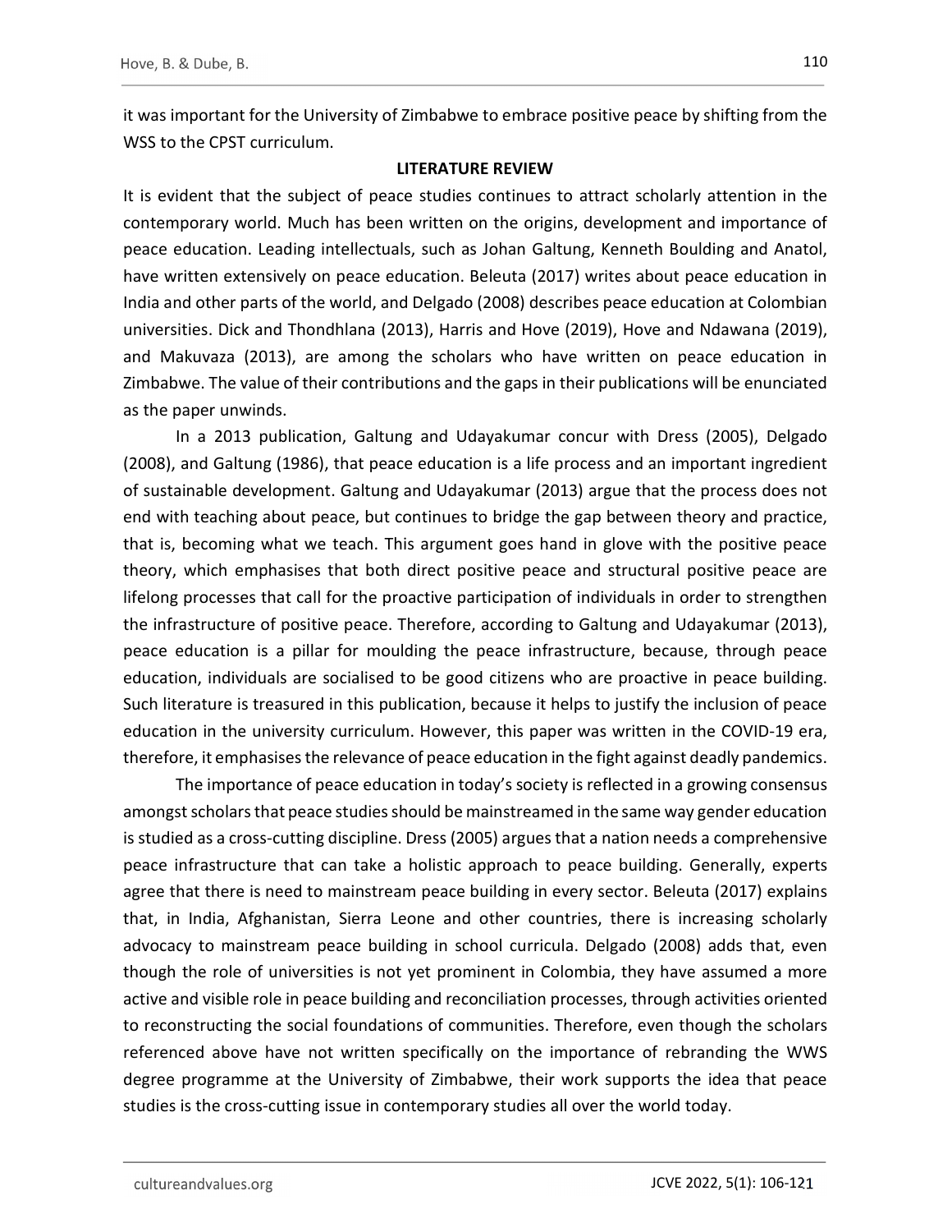it was important for the University of Zimbabwe to embrace positive peace by shifting from the WSS to the CPST curriculum.

## LITERATURE REVIEW

It is evident that the subject of peace studies continues to attract scholarly attention in the contemporary world. Much has been written on the origins, development and importance of peace education. Leading intellectuals, such as Johan Galtung, Kenneth Boulding and Anatol, have written extensively on peace education. Beleuta (2017) writes about peace education in India and other parts of the world, and Delgado (2008) describes peace education at Colombian universities. Dick and Thondhlana (2013), Harris and Hove (2019), Hove and Ndawana (2019), and Makuvaza (2013), are among the scholars who have written on peace education in Zimbabwe. The value of their contributions and the gaps in their publications will be enunciated as the paper unwinds.

In a 2013 publication, Galtung and Udayakumar concur with Dress (2005), Delgado (2008), and Galtung (1986), that peace education is a life process and an important ingredient of sustainable development. Galtung and Udayakumar (2013) argue that the process does not end with teaching about peace, but continues to bridge the gap between theory and practice, that is, becoming what we teach. This argument goes hand in glove with the positive peace theory, which emphasises that both direct positive peace and structural positive peace are lifelong processes that call for the proactive participation of individuals in order to strengthen the infrastructure of positive peace. Therefore, according to Galtung and Udayakumar (2013), peace education is a pillar for moulding the peace infrastructure, because, through peace education, individuals are socialised to be good citizens who are proactive in peace building. Such literature is treasured in this publication, because it helps to justify the inclusion of peace education in the university curriculum. However, this paper was written in the COVID-19 era, therefore, it emphasises the relevance of peace education in the fight against deadly pandemics.

The importance of peace education in today's society is reflected in a growing consensus amongst scholars that peace studies should be mainstreamed in the same way gender education is studied as a cross-cutting discipline. Dress (2005) argues that a nation needs a comprehensive peace infrastructure that can take a holistic approach to peace building. Generally, experts agree that there is need to mainstream peace building in every sector. Beleuta (2017) explains that, in India, Afghanistan, Sierra Leone and other countries, there is increasing scholarly advocacy to mainstream peace building in school curricula. Delgado (2008) adds that, even though the role of universities is not yet prominent in Colombia, they have assumed a more active and visible role in peace building and reconciliation processes, through activities oriented to reconstructing the social foundations of communities. Therefore, even though the scholars referenced above have not written specifically on the importance of rebranding the WWS degree programme at the University of Zimbabwe, their work supports the idea that peace studies is the cross-cutting issue in contemporary studies all over the world today.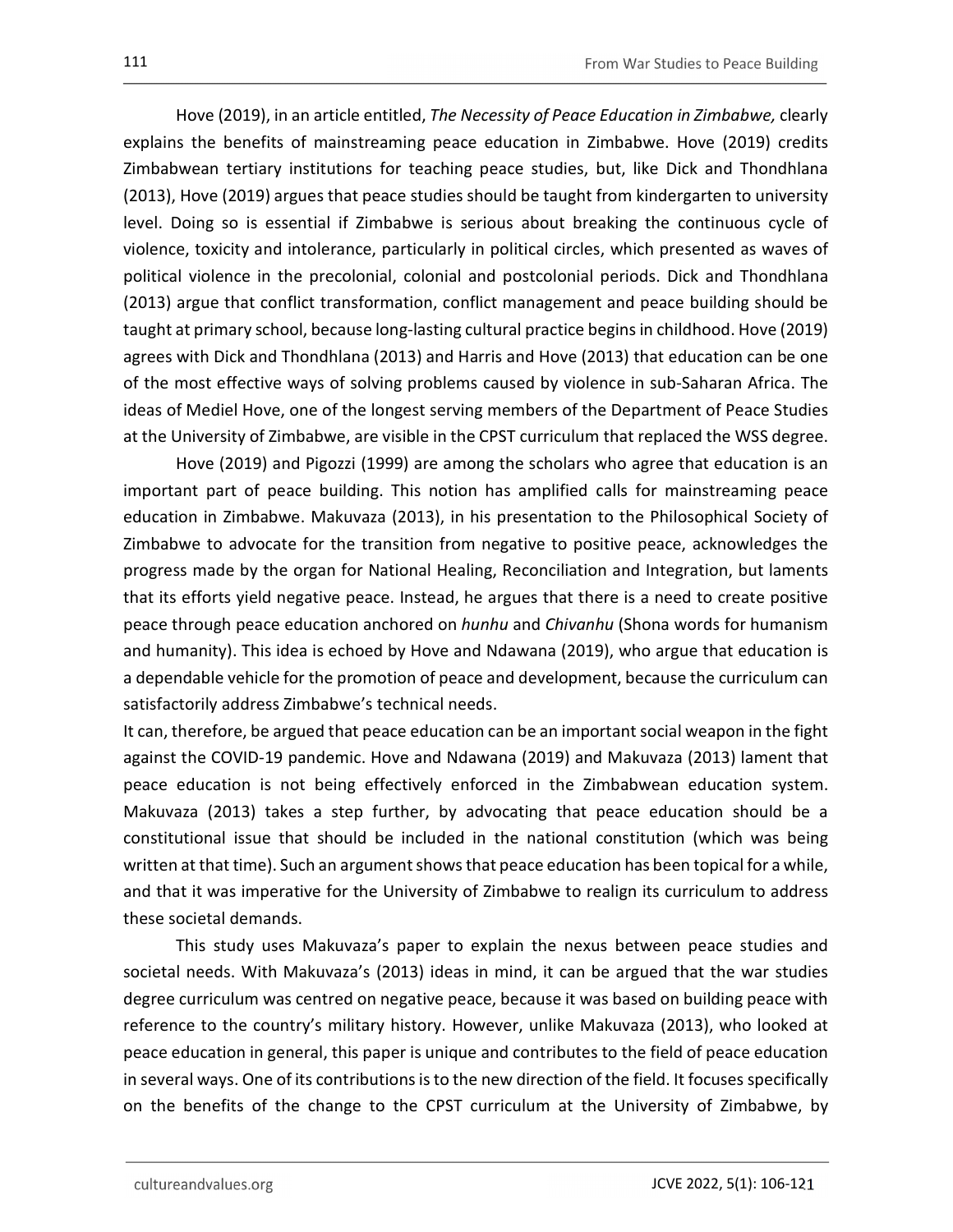Hove (2019), in an article entitled, *The Necessity of Peace Education in Zimbabwe,* clearly explains the benefits of mainstreaming peace education in Zimbabwe. Hove (2019) credits Zimbabwean tertiary institutions for teaching peace studies, but, like Dick and Thondhlana (2013), Hove (2019) argues that peace studies should be taught from kindergarten to university level. Doing so is essential if Zimbabwe is serious about breaking the continuous cycle of violence, toxicity and intolerance, particularly in political circles, which presented as waves of political violence in the precolonial, colonial and postcolonial periods. Dick and Thondhlana (2013) argue that conflict transformation, conflict management and peace building should be taught at primary school, because long-lasting cultural practice begins in childhood. Hove (2019) agrees with Dick and Thondhlana (2013) and Harris and Hove (2013) that education can be one of the most effective ways of solving problems caused by violence in sub-Saharan Africa. The ideas of Mediel Hove, one of the longest serving members of the Department of Peace Studies at the University of Zimbabwe, are visible in the CPST curriculum that replaced the WSS degree.

Hove (2019) and Pigozzi (1999) are among the scholars who agree that education is an important part of peace building. This notion has amplified calls for mainstreaming peace education in Zimbabwe. Makuvaza (2013), in his presentation to the Philosophical Society of Zimbabwe to advocate for the transition from negative to positive peace, acknowledges the progress made by the organ for National Healing, Reconciliation and Integration, but laments that its efforts yield negative peace. Instead, he argues that there is a need to create positive peace through peace education anchored on *hunhu* and *Chivanhu* (Shona words for humanism and humanity). This idea is echoed by Hove and Ndawana (2019), who argue that education is a dependable vehicle for the promotion of peace and development, because the curriculum can satisfactorily address Zimbabwe's technical needs.

It can, therefore, be argued that peace education can be an important social weapon in the fight against the COVID-19 pandemic. Hove and Ndawana (2019) and Makuvaza (2013) lament that peace education is not being effectively enforced in the Zimbabwean education system. Makuvaza (2013) takes a step further, by advocating that peace education should be a constitutional issue that should be included in the national constitution (which was being written at that time). Such an argument shows that peace education has been topical for a while, and that it was imperative for the University of Zimbabwe to realign its curriculum to address these societal demands.

This study uses Makuvaza's paper to explain the nexus between peace studies and societal needs. With Makuvaza's (2013) ideas in mind, it can be argued that the war studies degree curriculum was centred on negative peace, because it was based on building peace with reference to the country's military history. However, unlike Makuvaza (2013), who looked at peace education in general, this paper is unique and contributes to the field of peace education in several ways. One of its contributions is to the new direction of the field. It focuses specifically on the benefits of the change to the CPST curriculum at the University of Zimbabwe, by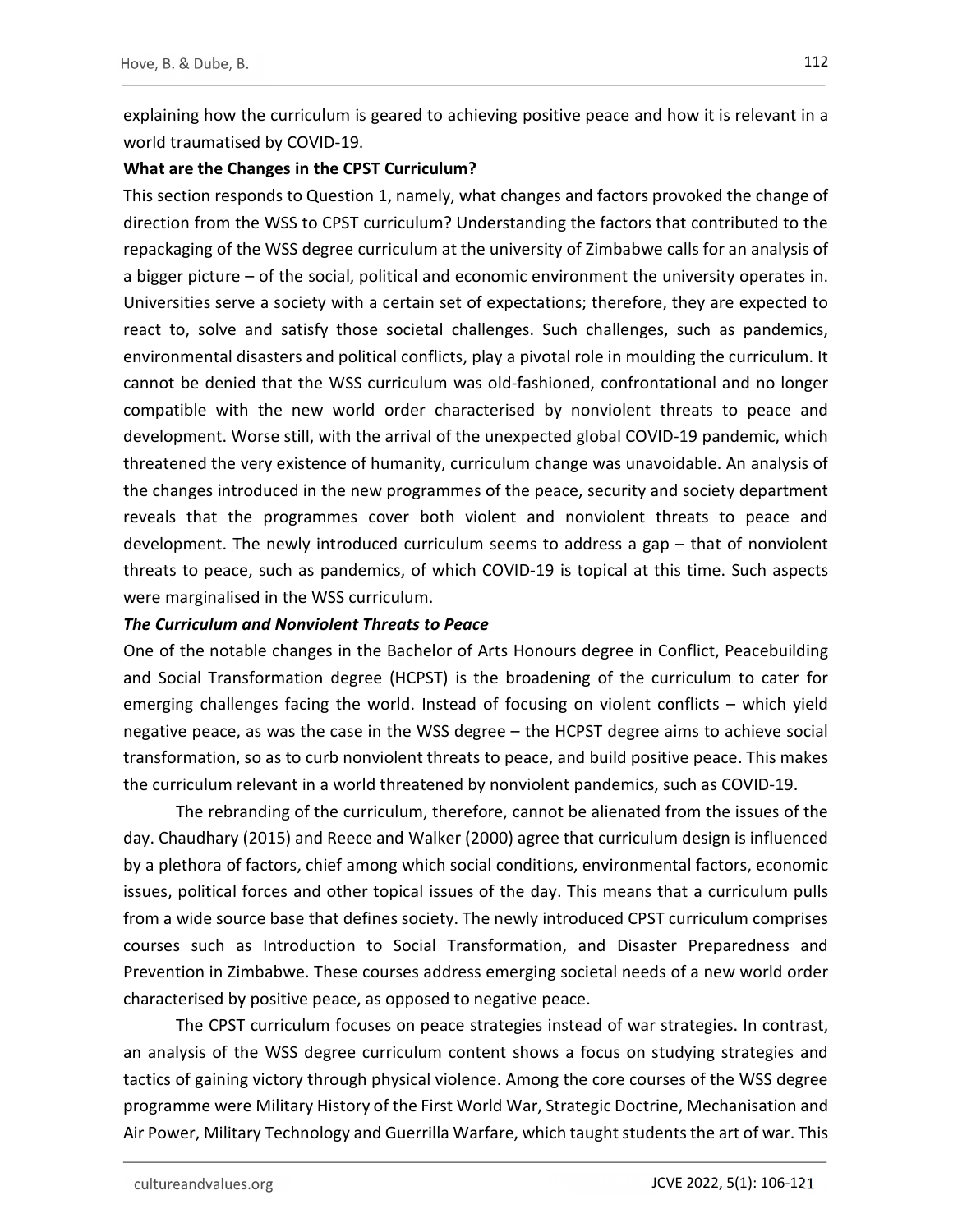explaining how the curriculum is geared to achieving positive peace and how it is relevant in a world traumatised by COVID-19.

### What are the Changes in the CPST Curriculum?

This section responds to Question 1, namely, what changes and factors provoked the change of direction from the WSS to CPST curriculum? Understanding the factors that contributed to the repackaging of the WSS degree curriculum at the university of Zimbabwe calls for an analysis of a bigger picture – of the social, political and economic environment the university operates in. Universities serve a society with a certain set of expectations; therefore, they are expected to react to, solve and satisfy those societal challenges. Such challenges, such as pandemics, environmental disasters and political conflicts, play a pivotal role in moulding the curriculum. It cannot be denied that the WSS curriculum was old-fashioned, confrontational and no longer compatible with the new world order characterised by nonviolent threats to peace and development. Worse still, with the arrival of the unexpected global COVID-19 pandemic, which threatened the very existence of humanity, curriculum change was unavoidable. An analysis of the changes introduced in the new programmes of the peace, security and society department reveals that the programmes cover both violent and nonviolent threats to peace and development. The newly introduced curriculum seems to address a gap – that of nonviolent threats to peace, such as pandemics, of which COVID-19 is topical at this time. Such aspects were marginalised in the WSS curriculum.

#### *The Curriculum and Nonviolent Threats to Peace*

One of the notable changes in the Bachelor of Arts Honours degree in Conflict, Peacebuilding and Social Transformation degree (HCPST) is the broadening of the curriculum to cater for emerging challenges facing the world. Instead of focusing on violent conflicts – which yield negative peace, as was the case in the WSS degree – the HCPST degree aims to achieve social transformation, so as to curb nonviolent threats to peace, and build positive peace. This makes the curriculum relevant in a world threatened by nonviolent pandemics, such as COVID-19.

The rebranding of the curriculum, therefore, cannot be alienated from the issues of the day. Chaudhary (2015) and Reece and Walker (2000) agree that curriculum design is influenced by a plethora of factors, chief among which social conditions, environmental factors, economic issues, political forces and other topical issues of the day. This means that a curriculum pulls from a wide source base that defines society. The newly introduced CPST curriculum comprises courses such as Introduction to Social Transformation, and Disaster Preparedness and Prevention in Zimbabwe. These courses address emerging societal needs of a new world order characterised by positive peace, as opposed to negative peace.

The CPST curriculum focuses on peace strategies instead of war strategies. In contrast, an analysis of the WSS degree curriculum content shows a focus on studying strategies and tactics of gaining victory through physical violence. Among the core courses of the WSS degree programme were Military History of the First World War, Strategic Doctrine, Mechanisation and Air Power, Military Technology and Guerrilla Warfare, which taught students the art of war. This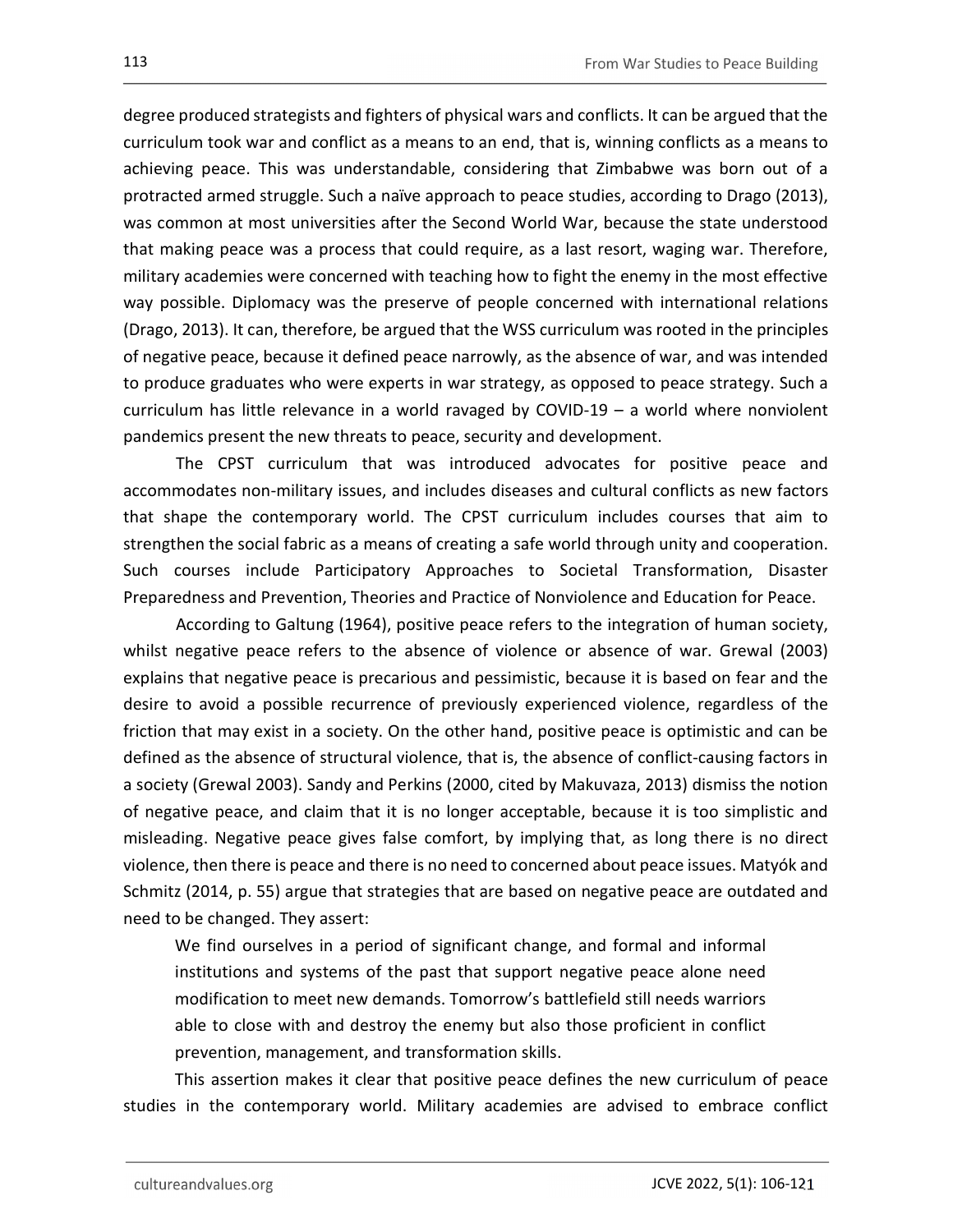degree produced strategists and fighters of physical wars and conflicts. It can be argued that the curriculum took war and conflict as a means to an end, that is, winning conflicts as a means to achieving peace. This was understandable, considering that Zimbabwe was born out of a protracted armed struggle. Such a naïve approach to peace studies, according to Drago (2013), was common at most universities after the Second World War, because the state understood that making peace was a process that could require, as a last resort, waging war. Therefore, military academies were concerned with teaching how to fight the enemy in the most effective way possible. Diplomacy was the preserve of people concerned with international relations (Drago, 2013). It can, therefore, be argued that the WSS curriculum was rooted in the principles of negative peace, because it defined peace narrowly, as the absence of war, and was intended to produce graduates who were experts in war strategy, as opposed to peace strategy. Such a curriculum has little relevance in a world ravaged by COVID-19 – a world where nonviolent pandemics present the new threats to peace, security and development.

The CPST curriculum that was introduced advocates for positive peace and accommodates non-military issues, and includes diseases and cultural conflicts as new factors that shape the contemporary world. The CPST curriculum includes courses that aim to strengthen the social fabric as a means of creating a safe world through unity and cooperation. Such courses include Participatory Approaches to Societal Transformation, Disaster Preparedness and Prevention, Theories and Practice of Nonviolence and Education for Peace.

According to Galtung (1964), positive peace refers to the integration of human society, whilst negative peace refers to the absence of violence or absence of war. Grewal (2003) explains that negative peace is precarious and pessimistic, because it is based on fear and the desire to avoid a possible recurrence of previously experienced violence, regardless of the friction that may exist in a society. On the other hand, positive peace is optimistic and can be defined as the absence of structural violence, that is, the absence of conflict-causing factors in a society (Grewal 2003). Sandy and Perkins (2000, cited by Makuvaza, 2013) dismiss the notion of negative peace, and claim that it is no longer acceptable, because it is too simplistic and misleading. Negative peace gives false comfort, by implying that, as long there is no direct violence, then there is peace and there is no need to concerned about peace issues. Matyók and Schmitz (2014, p. 55) argue that strategies that are based on negative peace are outdated and need to be changed. They assert:

> We find ourselves in a period of significant change, and formal and informal institutions and systems of the past that support negative peace alone need modification to meet new demands. Tomorrow's battlefield still needs warriors able to close with and destroy the enemy but also those proficient in conflict prevention, management, and transformation skills.

This assertion makes it clear that positive peace defines the new curriculum of peace studies in the contemporary world. Military academies are advised to embrace conflict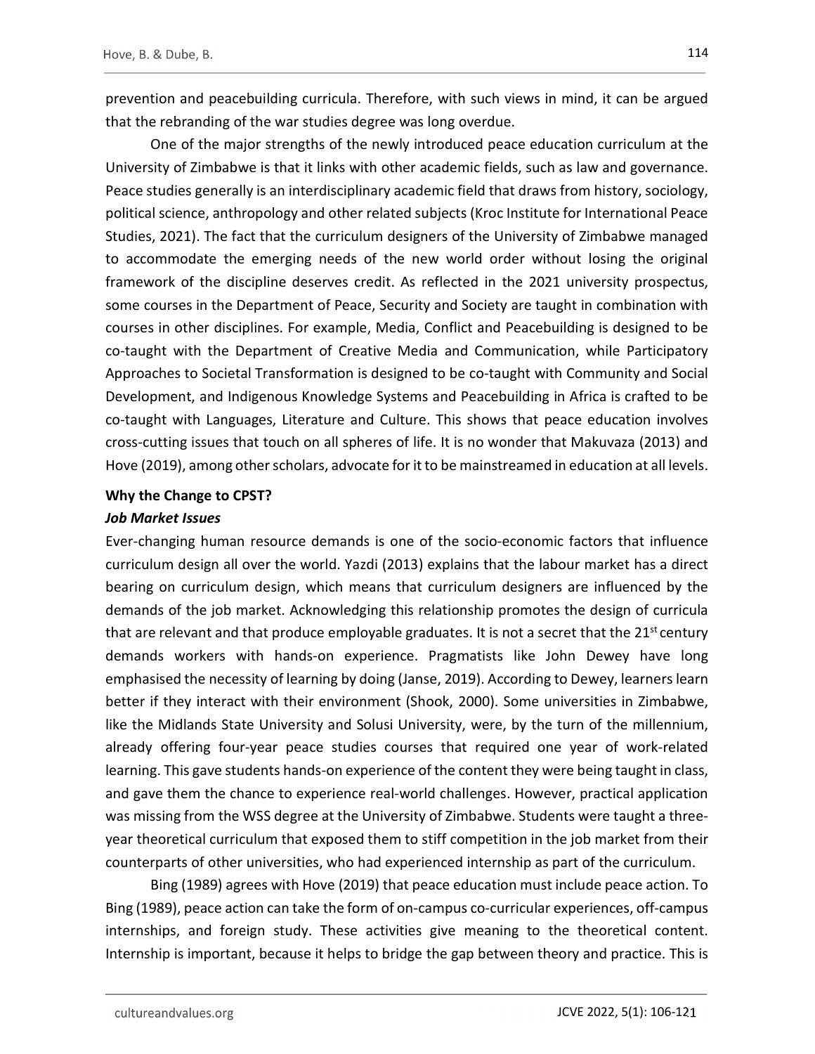prevention and peacebuilding curricula. Therefore, with such views in mind, it can be argued that the rebranding of the war studies degree was long overdue.

One of the major strengths of the newly introduced peace education curriculum at the University of Zimbabwe is that it links with other academic fields, such as law and governance. Peace studies generally is an interdisciplinary academic field that draws from history, sociology, political science, anthropology and other related subjects (Kroc Institute for International Peace Studies, 2021). The fact that the curriculum designers of the University of Zimbabwe managed to accommodate the emerging needs of the new world order without losing the original framework of the discipline deserves credit. As reflected in the 2021 university prospectus, some courses in the Department of Peace, Security and Society are taught in combination with courses in other disciplines. For example, Media, Conflict and Peacebuilding is designed to be co-taught with the Department of Creative Media and Communication, while Participatory Approaches to Societal Transformation is designed to be co-taught with Community and Social Development, and Indigenous Knowledge Systems and Peacebuilding in Africa is crafted to be co-taught with Languages, Literature and Culture. This shows that peace education involves cross-cutting issues that touch on all spheres of life. It is no wonder that Makuvaza (2013) and Hove (2019), among other scholars, advocate for it to be mainstreamed in education at all levels.

**Why the Change to CPST?**

***Job Market Issues***

Ever-changing human resource demands is one of the socio-economic factors that influence curriculum design all over the world. Yazdi (2013) explains that the labour market has a direct bearing on curriculum design, which means that curriculum designers are influenced by the demands of the job market. Acknowledging this relationship promotes the design of curricula that are relevant and that produce employable graduates. It is not a secret that the 21st century demands workers with hands-on experience. Pragmatists like John Dewey have long emphasised the necessity of learning by doing (Janse, 2019). According to Dewey, learners learn better if they interact with their environment (Shook, 2000). Some universities in Zimbabwe, like the Midlands State University and Solusi University, were, by the turn of the millennium, already offering four-year peace studies courses that required one year of work-related learning. This gave students hands-on experience of the content they were being taught in class, and gave them the chance to experience real-world challenges. However, practical application was missing from the WSS degree at the University of Zimbabwe. Students were taught a three-year theoretical curriculum that exposed them to stiff competition in the job market from their counterparts of other universities, who had experienced internship as part of the curriculum.

Bing (1989) agrees with Hove (2019) that peace education must include peace action. To Bing (1989), peace action can take the form of on-campus co-curricular experiences, off-campus internships, and foreign study. These activities give meaning to the theoretical content. Internship is important, because it helps to bridge the gap between theory and practice. This is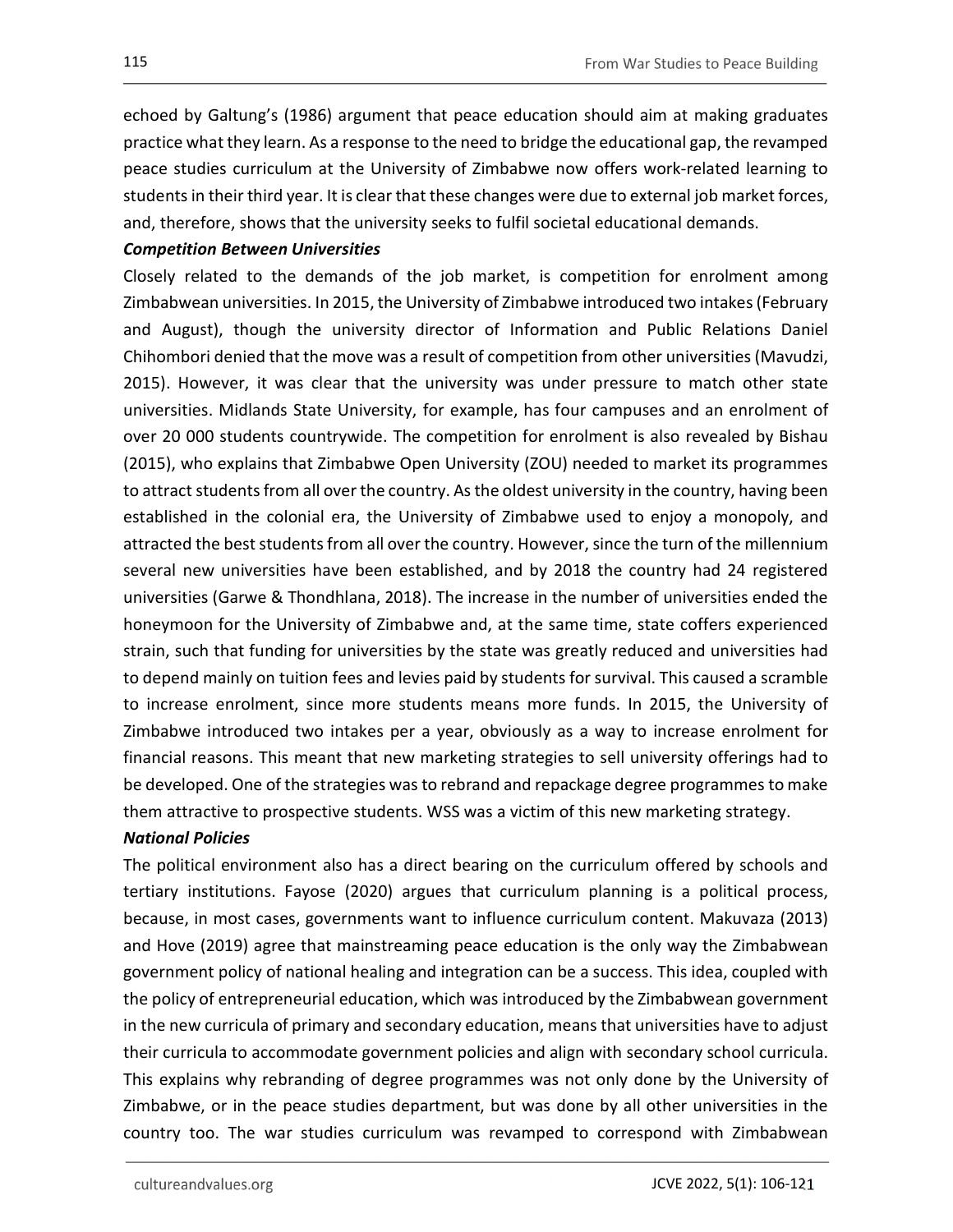echoed by Galtung's (1986) argument that peace education should aim at making graduates practice what they learn. As a response to the need to bridge the educational gap, the revamped peace studies curriculum at the University of Zimbabwe now offers work-related learning to students in their third year. It is clear that these changes were due to external job market forces, and, therefore, shows that the university seeks to fulfil societal educational demands.

***Competition Between Universities***

Closely related to the demands of the job market, is competition for enrolment among Zimbabwean universities. In 2015, the University of Zimbabwe introduced two intakes (February and August), though the university director of Information and Public Relations Daniel Chihombori denied that the move was a result of competition from other universities (Mavudzi, 2015). However, it was clear that the university was under pressure to match other state universities. Midlands State University, for example, has four campuses and an enrolment of over 20 000 students countrywide. The competition for enrolment is also revealed by Bishau (2015), who explains that Zimbabwe Open University (ZOU) needed to market its programmes to attract students from all over the country. As the oldest university in the country, having been established in the colonial era, the University of Zimbabwe used to enjoy a monopoly, and attracted the best students from all over the country. However, since the turn of the millennium several new universities have been established, and by 2018 the country had 24 registered universities (Garwe & Thondhlana, 2018). The increase in the number of universities ended the honeymoon for the University of Zimbabwe and, at the same time, state coffers experienced strain, such that funding for universities by the state was greatly reduced and universities had to depend mainly on tuition fees and levies paid by students for survival. This caused a scramble to increase enrolment, since more students means more funds. In 2015, the University of Zimbabwe introduced two intakes per a year, obviously as a way to increase enrolment for financial reasons. This meant that new marketing strategies to sell university offerings had to be developed. One of the strategies was to rebrand and repackage degree programmes to make them attractive to prospective students. WSS was a victim of this new marketing strategy.

***National Policies***

The political environment also has a direct bearing on the curriculum offered by schools and tertiary institutions. Fayose (2020) argues that curriculum planning is a political process, because, in most cases, governments want to influence curriculum content. Makuvaza (2013) and Hove (2019) agree that mainstreaming peace education is the only way the Zimbabwean government policy of national healing and integration can be a success. This idea, coupled with the policy of entrepreneurial education, which was introduced by the Zimbabwean government in the new curricula of primary and secondary education, means that universities have to adjust their curricula to accommodate government policies and align with secondary school curricula. This explains why rebranding of degree programmes was not only done by the University of Zimbabwe, or in the peace studies department, but was done by all other universities in the country too. The war studies curriculum was revamped to correspond with Zimbabwean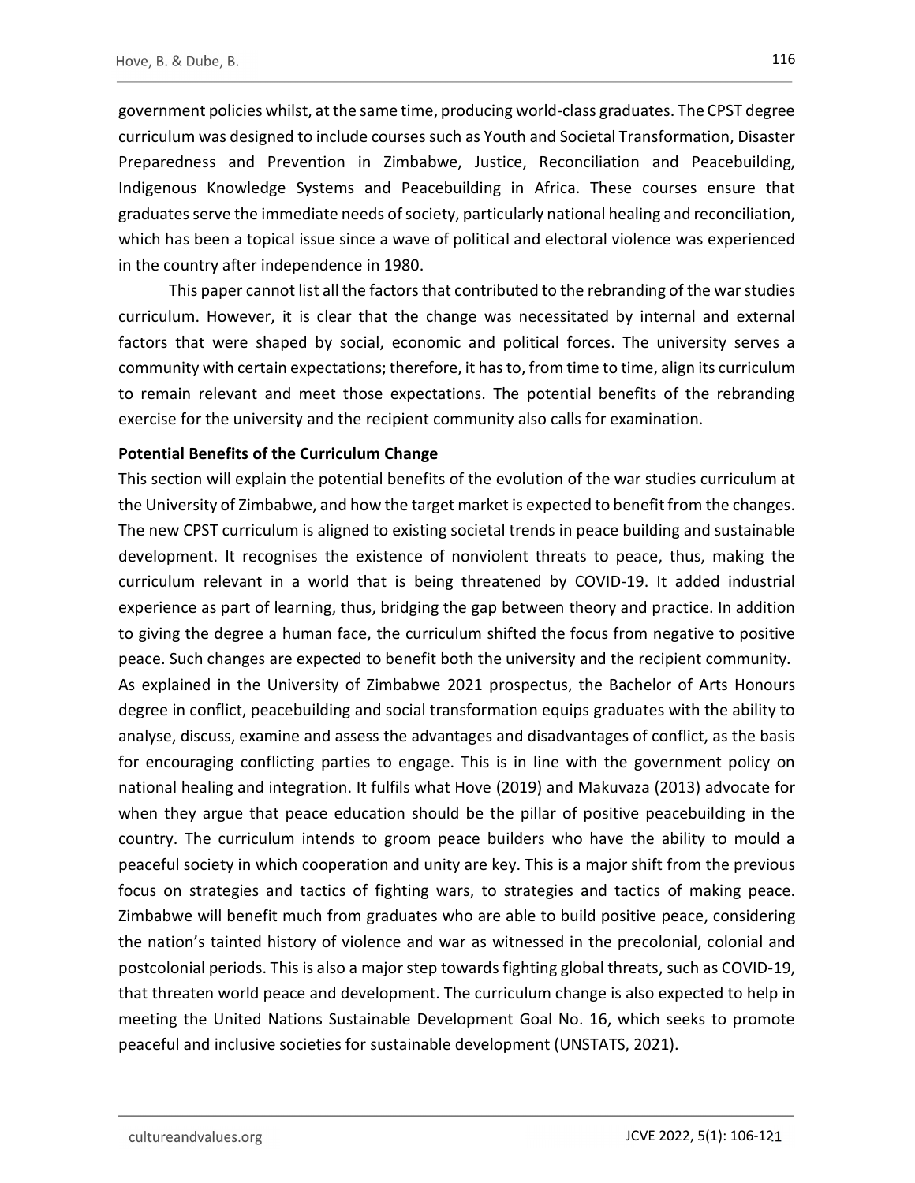government policies whilst, at the same time, producing world-class graduates. The CPST degree curriculum was designed to include courses such as Youth and Societal Transformation, Disaster Preparedness and Prevention in Zimbabwe, Justice, Reconciliation and Peacebuilding, Indigenous Knowledge Systems and Peacebuilding in Africa. These courses ensure that graduates serve the immediate needs of society, particularly national healing and reconciliation, which has been a topical issue since a wave of political and electoral violence was experienced in the country after independence in 1980.

This paper cannot list all the factors that contributed to the rebranding of the war studies curriculum. However, it is clear that the change was necessitated by internal and external factors that were shaped by social, economic and political forces. The university serves a community with certain expectations; therefore, it has to, from time to time, align its curriculum to remain relevant and meet those expectations. The potential benefits of the rebranding exercise for the university and the recipient community also calls for examination.

**Potential Benefits of the Curriculum Change**

This section will explain the potential benefits of the evolution of the war studies curriculum at the University of Zimbabwe, and how the target market is expected to benefit from the changes. The new CPST curriculum is aligned to existing societal trends in peace building and sustainable development. It recognises the existence of nonviolent threats to peace, thus, making the curriculum relevant in a world that is being threatened by COVID-19. It added industrial experience as part of learning, thus, bridging the gap between theory and practice. In addition to giving the degree a human face, the curriculum shifted the focus from negative to positive peace. Such changes are expected to benefit both the university and the recipient community.

As explained in the University of Zimbabwe 2021 prospectus, the Bachelor of Arts Honours degree in conflict, peacebuilding and social transformation equips graduates with the ability to analyse, discuss, examine and assess the advantages and disadvantages of conflict, as the basis for encouraging conflicting parties to engage. This is in line with the government policy on national healing and integration. It fulfils what Hove (2019) and Makuvaza (2013) advocate for when they argue that peace education should be the pillar of positive peacebuilding in the country. The curriculum intends to groom peace builders who have the ability to mould a peaceful society in which cooperation and unity are key. This is a major shift from the previous focus on strategies and tactics of fighting wars, to strategies and tactics of making peace. Zimbabwe will benefit much from graduates who are able to build positive peace, considering the nation's tainted history of violence and war as witnessed in the precolonial, colonial and postcolonial periods. This is also a major step towards fighting global threats, such as COVID-19, that threaten world peace and development. The curriculum change is also expected to help in meeting the United Nations Sustainable Development Goal No. 16, which seeks to promote peaceful and inclusive societies for sustainable development (UNSTATS, 2021).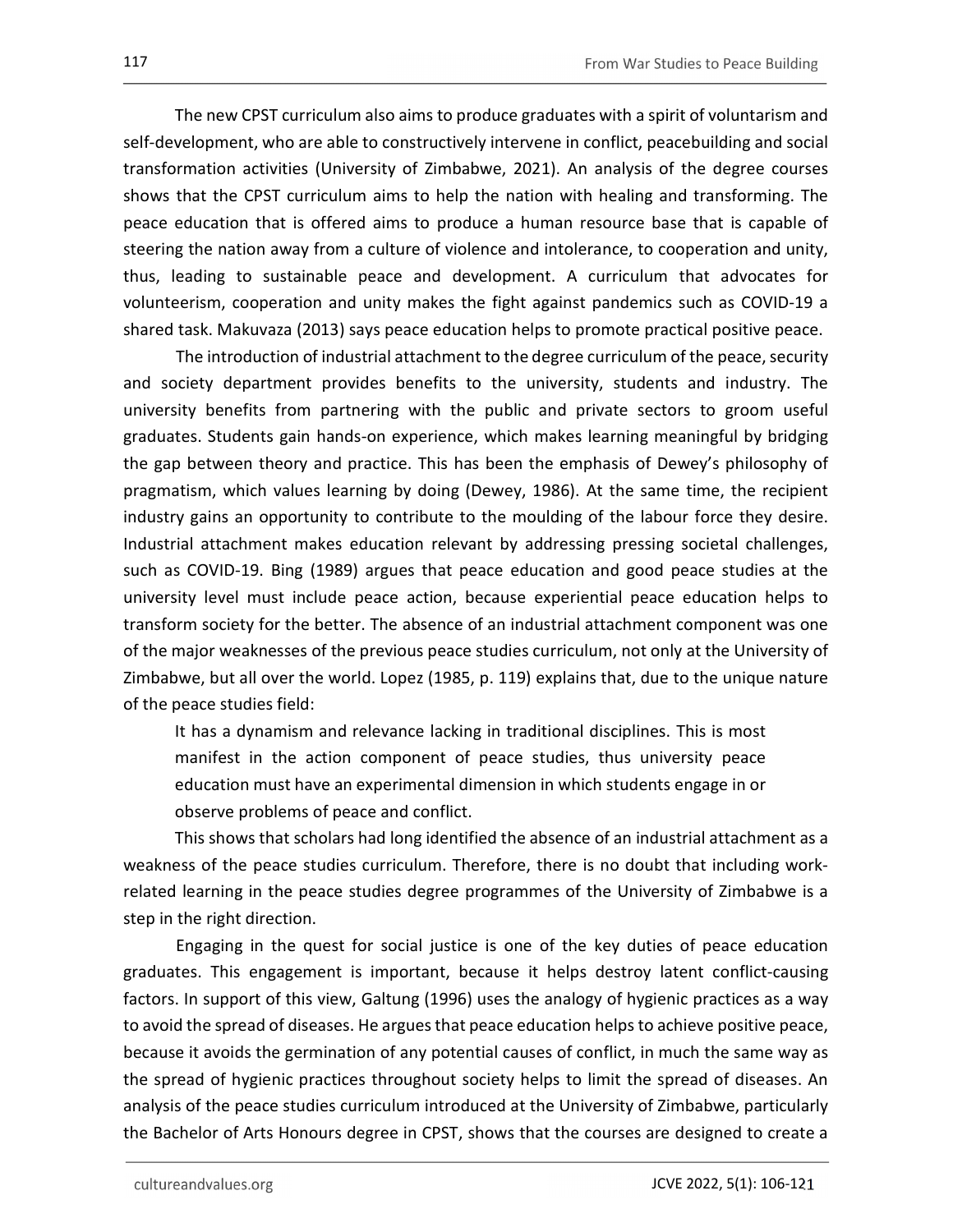The new CPST curriculum also aims to produce graduates with a spirit of voluntarism and self-development, who are able to constructively intervene in conflict, peacebuilding and social transformation activities (University of Zimbabwe, 2021). An analysis of the degree courses shows that the CPST curriculum aims to help the nation with healing and transforming. The peace education that is offered aims to produce a human resource base that is capable of steering the nation away from a culture of violence and intolerance, to cooperation and unity, thus, leading to sustainable peace and development. A curriculum that advocates for volunteerism, cooperation and unity makes the fight against pandemics such as COVID-19 a shared task. Makuvaza (2013) says peace education helps to promote practical positive peace.

The introduction of industrial attachment to the degree curriculum of the peace, security and society department provides benefits to the university, students and industry. The university benefits from partnering with the public and private sectors to groom useful graduates. Students gain hands-on experience, which makes learning meaningful by bridging the gap between theory and practice. This has been the emphasis of Dewey's philosophy of pragmatism, which values learning by doing (Dewey, 1986). At the same time, the recipient industry gains an opportunity to contribute to the moulding of the labour force they desire. Industrial attachment makes education relevant by addressing pressing societal challenges, such as COVID-19. Bing (1989) argues that peace education and good peace studies at the university level must include peace action, because experiential peace education helps to transform society for the better. The absence of an industrial attachment component was one of the major weaknesses of the previous peace studies curriculum, not only at the University of Zimbabwe, but all over the world. Lopez (1985, p. 119) explains that, due to the unique nature of the peace studies field:

> It has a dynamism and relevance lacking in traditional disciplines. This is most manifest in the action component of peace studies, thus university peace education must have an experimental dimension in which students engage in or observe problems of peace and conflict.

This shows that scholars had long identified the absence of an industrial attachment as a weakness of the peace studies curriculum. Therefore, there is no doubt that including work-related learning in the peace studies degree programmes of the University of Zimbabwe is a step in the right direction.

Engaging in the quest for social justice is one of the key duties of peace education graduates. This engagement is important, because it helps destroy latent conflict-causing factors. In support of this view, Galtung (1996) uses the analogy of hygienic practices as a way to avoid the spread of diseases. He argues that peace education helps to achieve positive peace, because it avoids the germination of any potential causes of conflict, in much the same way as the spread of hygienic practices throughout society helps to limit the spread of diseases. An analysis of the peace studies curriculum introduced at the University of Zimbabwe, particularly the Bachelor of Arts Honours degree in CPST, shows that the courses are designed to create a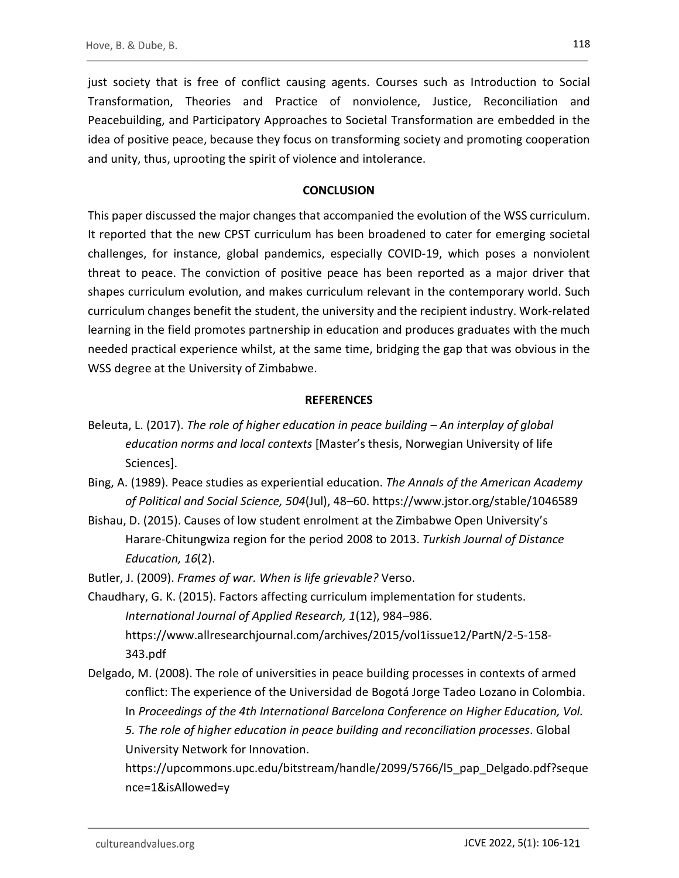just society that is free of conflict causing agents. Courses such as Introduction to Social Transformation, Theories and Practice of nonviolence, Justice, Reconciliation and Peacebuilding, and Participatory Approaches to Societal Transformation are embedded in the idea of positive peace, because they focus on transforming society and promoting cooperation and unity, thus, uprooting the spirit of violence and intolerance.

## CONCLUSION

This paper discussed the major changes that accompanied the evolution of the WSS curriculum. It reported that the new CPST curriculum has been broadened to cater for emerging societal challenges, for instance, global pandemics, especially COVID-19, which poses a nonviolent threat to peace. The conviction of positive peace has been reported as a major driver that shapes curriculum evolution, and makes curriculum relevant in the contemporary world. Such curriculum changes benefit the student, the university and the recipient industry. Work-related learning in the field promotes partnership in education and produces graduates with the much needed practical experience whilst, at the same time, bridging the gap that was obvious in the WSS degree at the University of Zimbabwe.

## REFERENCES

Beleuta, L. (2017). *The role of higher education in peace building – An interplay of global education norms and local contexts* [Master's thesis, Norwegian University of life Sciences].

Bing, A. (1989). Peace studies as experiential education. *The Annals of the American Academy of Political and Social Science, 504*(Jul), 48–60. https://www.jstor.org/stable/1046589

Bishau, D. (2015). Causes of low student enrolment at the Zimbabwe Open University's Harare-Chitungwiza region for the period 2008 to 2013. *Turkish Journal of Distance Education, 16*(2).

Butler, J. (2009). *Frames of war. When is life grievable?* Verso.

Chaudhary, G. K. (2015). Factors affecting curriculum implementation for students. *International Journal of Applied Research, 1*(12), 984–986. https://www.allresearchjournal.com/archives/2015/vol1issue12/PartN/2-5-158-343.pdf

Delgado, M. (2008). The role of universities in peace building processes in contexts of armed conflict: The experience of the Universidad de Bogotá Jorge Tadeo Lozano in Colombia. In *Proceedings of the 4th International Barcelona Conference on Higher Education, Vol. 5. The role of higher education in peace building and reconciliation processes*. Global University Network for Innovation. https://upcommons.upc.edu/bitstream/handle/2099/5766/l5_pap_Delgado.pdf?sequence=1&isAllowed=y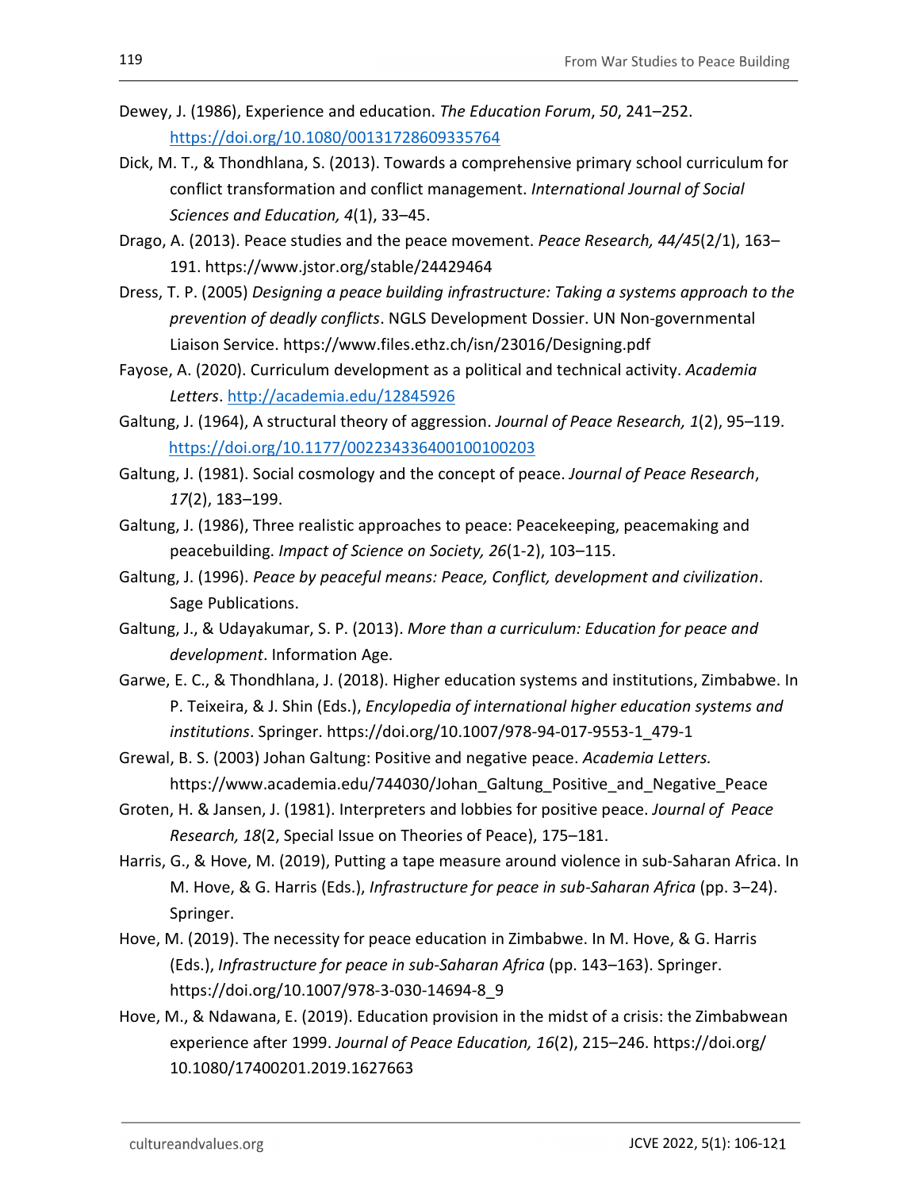Dewey, J. (1986), Experience and education. *The Education Forum*, *50*, 241–252. https://doi.org/10.1080/00131728609335764

Dick, M. T., & Thondhlana, S. (2013). Towards a comprehensive primary school curriculum for conflict transformation and conflict management. *International Journal of Social Sciences and Education, 4*(1), 33–45.

Drago, A. (2013). Peace studies and the peace movement. *Peace Research, 44/45*(2/1), 163–191. https://www.jstor.org/stable/24429464

Dress, T. P. (2005) *Designing a peace building infrastructure: Taking a systems approach to the prevention of deadly conflicts*. NGLS Development Dossier. UN Non-governmental Liaison Service. https://www.files.ethz.ch/isn/23016/Designing.pdf

Fayose, A. (2020). Curriculum development as a political and technical activity. *Academia Letters*. http://academia.edu/12845926

Galtung, J. (1964), A structural theory of aggression. *Journal of Peace Research, 1*(2), 95–119. https://doi.org/10.1177/002234336400100203

Galtung, J. (1981). Social cosmology and the concept of peace. *Journal of Peace Research*, *17*(2), 183–199.

Galtung, J. (1986), Three realistic approaches to peace: Peacekeeping, peacemaking and peacebuilding. *Impact of Science on Society, 26*(1-2), 103–115.

Galtung, J. (1996). *Peace by peaceful means: Peace, Conflict, development and civilization*. Sage Publications.

Galtung, J., & Udayakumar, S. P. (2013). *More than a curriculum: Education for peace and development*. Information Age.

Garwe, E. C., & Thondhlana, J. (2018). Higher education systems and institutions, Zimbabwe. In P. Teixeira, & J. Shin (Eds.), *Encylopedia of international higher education systems and institutions*. Springer. https://doi.org/10.1007/978-94-017-9553-1_479-1

Grewal, B. S. (2003) Johan Galtung: Positive and negative peace. *Academia Letters.* https://www.academia.edu/744030/Johan_Galtung_Positive_and_Negative_Peace

Groten, H. & Jansen, J. (1981). Interpreters and lobbies for positive peace. *Journal of Peace Research, 18*(2, Special Issue on Theories of Peace), 175–181.

Harris, G., & Hove, M. (2019), Putting a tape measure around violence in sub-Saharan Africa. In M. Hove, & G. Harris (Eds.), *Infrastructure for peace in sub-Saharan Africa* (pp. 3–24). Springer.

Hove, M. (2019). The necessity for peace education in Zimbabwe. In M. Hove, & G. Harris (Eds.), *Infrastructure for peace in sub-Saharan Africa* (pp. 143–163). Springer. https://doi.org/10.1007/978-3-030-14694-8_9

Hove, M., & Ndawana, E. (2019). Education provision in the midst of a crisis: the Zimbabwean experience after 1999. *Journal of Peace Education, 16*(2), 215–246. https://doi.org/ 10.1080/17400201.2019.1627663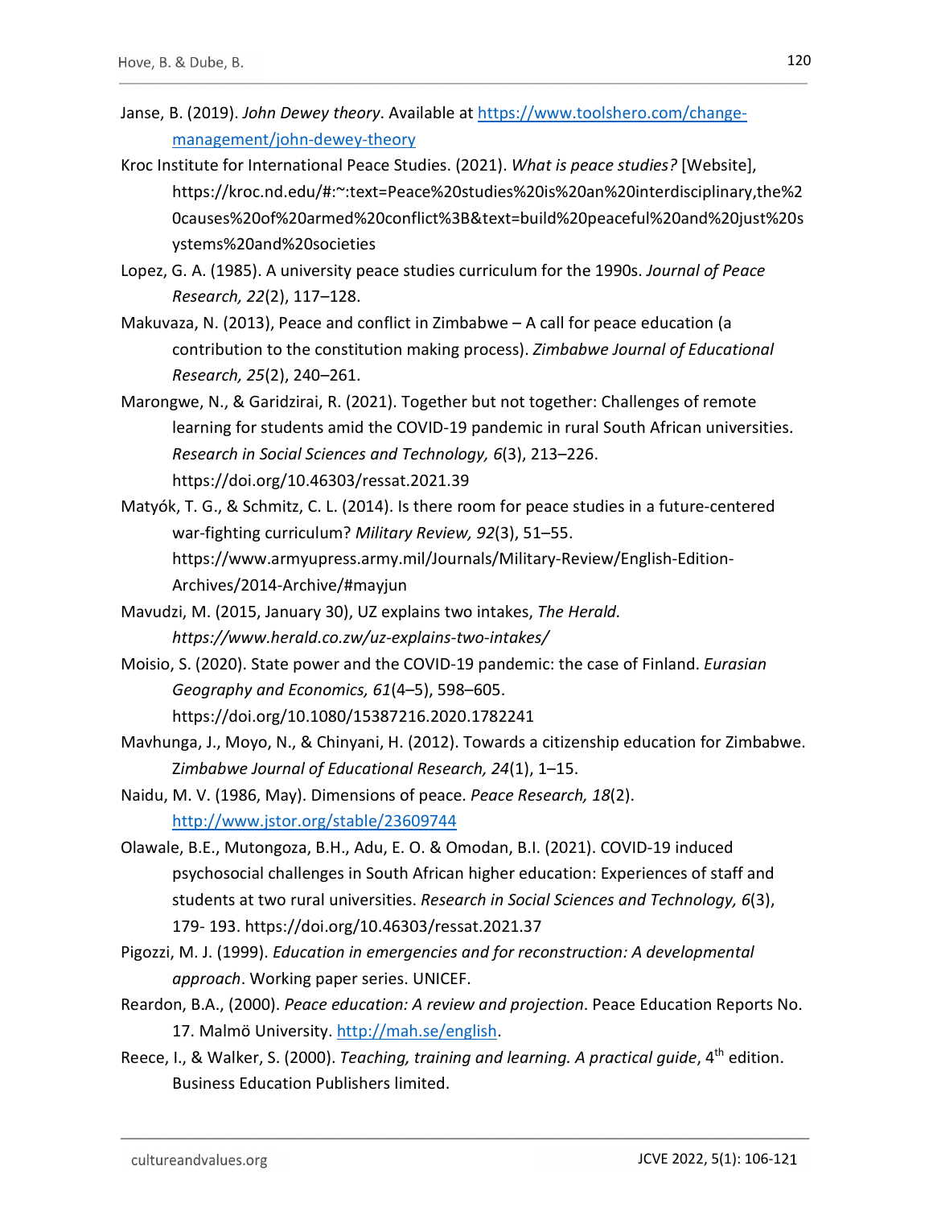Janse, B. (2019). *John Dewey theory*. Available at https://www.toolshero.com/change-management/john-dewey-theory

Kroc Institute for International Peace Studies. (2021). *What is peace studies?* [Website], https://kroc.nd.edu/#:~:text=Peace%20studies%20is%20an%20interdisciplinary,the%20causes%20of%20armed%20conflict%3B&text=build%20peaceful%20and%20just%20systems%20and%20societies

Lopez, G. A. (1985). A university peace studies curriculum for the 1990s. *Journal of Peace Research, 22*(2), 117–128.

Makuvaza, N. (2013), Peace and conflict in Zimbabwe – A call for peace education (a contribution to the constitution making process). *Zimbabwe Journal of Educational Research, 25*(2), 240–261.

Marongwe, N., & Garidzirai, R. (2021). Together but not together: Challenges of remote learning for students amid the COVID-19 pandemic in rural South African universities. *Research in Social Sciences and Technology, 6*(3), 213–226. https://doi.org/10.46303/ressat.2021.39

Matyók, T. G., & Schmitz, C. L. (2014). Is there room for peace studies in a future-centered war-fighting curriculum? *Military Review, 92*(3), 51–55. https://www.armyupress.army.mil/Journals/Military-Review/English-Edition-Archives/2014-Archive/#mayjun

Mavudzi, M. (2015, January 30), UZ explains two intakes, *The Herald. https://www.herald.co.zw/uz-explains-two-intakes/*

Moisio, S. (2020). State power and the COVID-19 pandemic: the case of Finland. *Eurasian Geography and Economics, 61*(4–5), 598–605. https://doi.org/10.1080/15387216.2020.1782241

Mavhunga, J., Moyo, N., & Chinyani, H. (2012). Towards a citizenship education for Zimbabwe. *Zimbabwe Journal of Educational Research, 24*(1), 1–15.

Naidu, M. V. (1986, May). Dimensions of peace. *Peace Research, 18*(2). http://www.jstor.org/stable/23609744

Olawale, B.E., Mutongoza, B.H., Adu, E. O. & Omodan, B.I. (2021). COVID-19 induced psychosocial challenges in South African higher education: Experiences of staff and students at two rural universities. *Research in Social Sciences and Technology, 6*(3), 179- 193. https://doi.org/10.46303/ressat.2021.37

Pigozzi, M. J. (1999). *Education in emergencies and for reconstruction: A developmental approach*. Working paper series. UNICEF.

Reardon, B.A., (2000). *Peace education: A review and projection*. Peace Education Reports No. 17. Malmö University. http://mah.se/english.

Reece, I., & Walker, S. (2000). *Teaching, training and learning. A practical guide*, 4th edition. Business Education Publishers limited.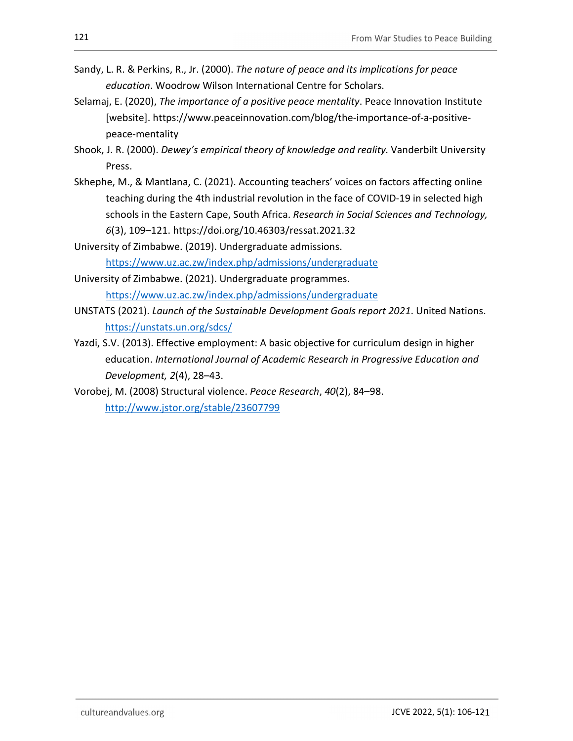Sandy, L. R. & Perkins, R., Jr. (2000). *The nature of peace and its implications for peace education*. Woodrow Wilson International Centre for Scholars.

Selamaj, E. (2020), *The importance of a positive peace mentality*. Peace Innovation Institute [website]. https://www.peaceinnovation.com/blog/the-importance-of-a-positive-peace-mentality

Shook, J. R. (2000). *Dewey's empirical theory of knowledge and reality.* Vanderbilt University Press.

Skhephe, M., & Mantlana, C. (2021). Accounting teachers' voices on factors affecting online teaching during the 4th industrial revolution in the face of COVID-19 in selected high schools in the Eastern Cape, South Africa. *Research in Social Sciences and Technology, 6*(3), 109–121. https://doi.org/10.46303/ressat.2021.32

University of Zimbabwe. (2019). Undergraduate admissions. https://www.uz.ac.zw/index.php/admissions/undergraduate

University of Zimbabwe. (2021). Undergraduate programmes. https://www.uz.ac.zw/index.php/admissions/undergraduate

UNSTATS (2021). *Launch of the Sustainable Development Goals report 2021*. United Nations. https://unstats.un.org/sdcs/

Yazdi, S.V. (2013). Effective employment: A basic objective for curriculum design in higher education. *International Journal of Academic Research in Progressive Education and Development, 2*(4), 28–43.

Vorobej, M. (2008) Structural violence. *Peace Research*, *40*(2), 84–98. http://www.jstor.org/stable/23607799